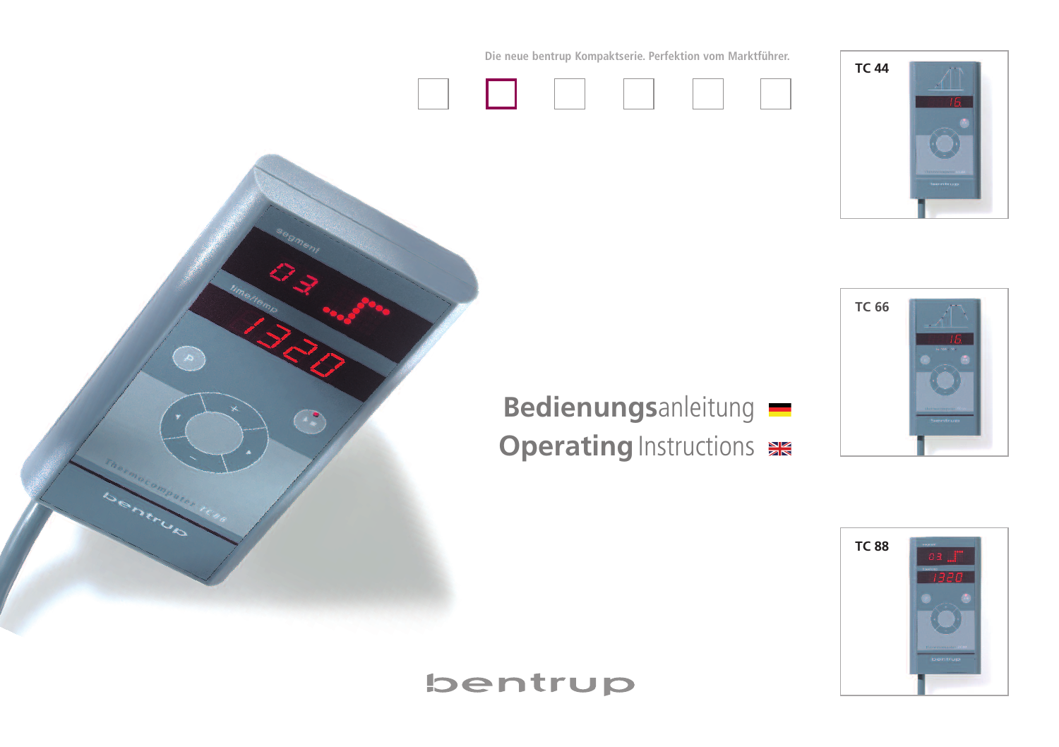Die neue bentrup Kompaktserie. Perfektion vom Marktführer.

TC 44

TC 66

TC 88

# **Bedienungs**anleitung

# **Operating** Instructions

bentrup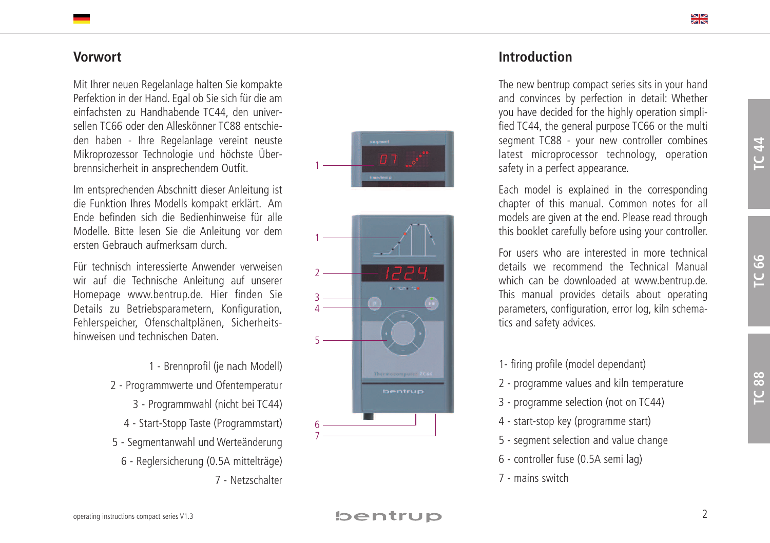## Vorwort

Mit Ihrer neuen Regelanlage halten Sie kompakte Perfektion in der Hand. Egal ob Sie sich für die am einfachsten zu Handhabende TC44, den universellen TC66 oder den Alleskönner TC88 entschieden haben - Ihre Regelanlage vereint neuste Mikroprozessor Technologie und höchste Überbrennsicherheit in ansprechendem Outfit.

Im entsprechenden Abschnitt dieser Anleitung ist die Funktion Ihres Modells kompakt erklärt. Am Ende befinden sich die Bedienhinweise für alle Modelle. Bitte lesen Sie die Anleitung vor dem ersten Gebrauch aufmerksam durch.

Für technisch interessierte Anwender verweisen wir auf die Technische Anleitung auf unserer Homepage www.bentrup.de. Hier finden Sie Details zu Betriebsparametern, Konfiguration, Fehlerspeicher, Ofenschaltplänen, Sicherheitshinweisen und technischen Daten.

1 - Brennprofil (je nach Modell)
2 - Programmwerte und Ofentemperatur
3 - Programmwahl (nicht bei TC44)
4 - Start-Stopp Taste (Programmstart)
5 - Segmentanwahl und Werteänderung
6 - Reglersicherung (0.5A mittelträge)
7 - Netzschalter

## Introduction

The new bentrup compact series sits in your hand and convinces by perfection in detail: Whether you have decided for the highly operation simplified TC44, the general purpose TC66 or the multi segment TC88 - your new controller combines latest microprocessor technology, operation safety in a perfect appearance.

Each model is explained in the corresponding chapter of this manual. Common notes for all models are given at the end. Please read through this booklet carefully before using your controller.

For users who are interested in more technical details we recommend the Technical Manual which can be downloaded at www.bentrup.de. This manual provides details about operating parameters, configuration, error log, kiln schematics and safety advices.

1- firing profile (model dependant)
2 - programme values and kiln temperature
3 - programme selection (not on TC44)
4 - start-stop key (programme start)
5 - segment selection and value change
6 - controller fuse (0.5A semi lag)
7 - mains switch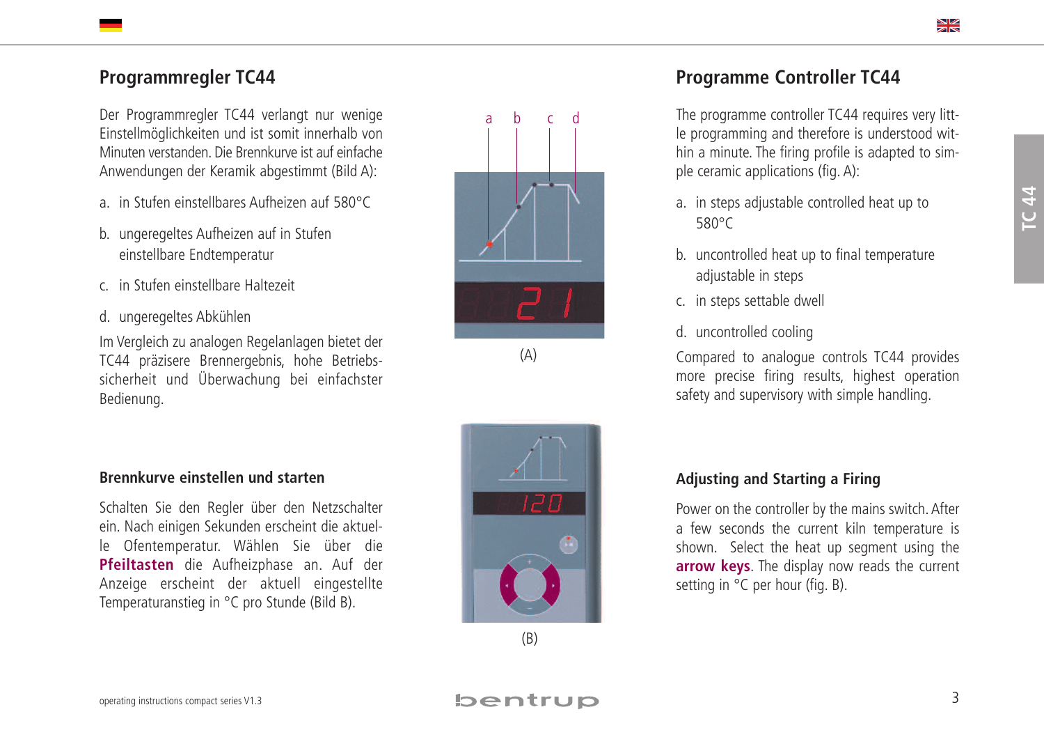## Programmregler TC44

Der Programmregler TC44 verlangt nur wenige Einstellmöglichkeiten und ist somit innerhalb von Minuten verstanden. Die Brennkurve ist auf einfache Anwendungen der Keramik abgestimmt (Bild A):

a. in Stufen einstellbares Aufheizen auf 580°C

b. ungeregeltes Aufheizen auf in Stufen einstellbare Endtemperatur

c. in Stufen einstellbare Haltezeit

d. ungeregeltes Abkühlen

Im Vergleich zu analogen Regelanlagen bietet der TC44 präzisere Brennergebnis, hohe Betriebssicherheit und Überwachung bei einfachster Bedienung.

### Brennkurve einstellen und starten

Schalten Sie den Regler über den Netzschalter ein. Nach einigen Sekunden erscheint die aktuelle Ofentemperatur. Wählen Sie über die **Pfeiltasten** die Aufheizphase an. Auf der Anzeige erscheint der aktuell eingestellte Temperaturanstieg in °C pro Stunde (Bild B).

a b c d

21

(A)

120

(B)

## Programme Controller TC44

The programme controller TC44 requires very little programming and therefore is understood within a minute. The firing profile is adapted to simple ceramic applications (fig. A):

a. in steps adjustable controlled heat up to 580°C

b. uncontrolled heat up to final temperature adjustable in steps

c. in steps settable dwell

d. uncontrolled cooling

Compared to analogue controls TC44 provides more precise firing results, highest operation safety and supervisory with simple handling.

### Adjusting and Starting a Firing

Power on the controller by the mains switch. After a few seconds the current kiln temperature is shown. Select the heat up segment using the **arrow keys**. The display now reads the current setting in °C per hour (fig. B).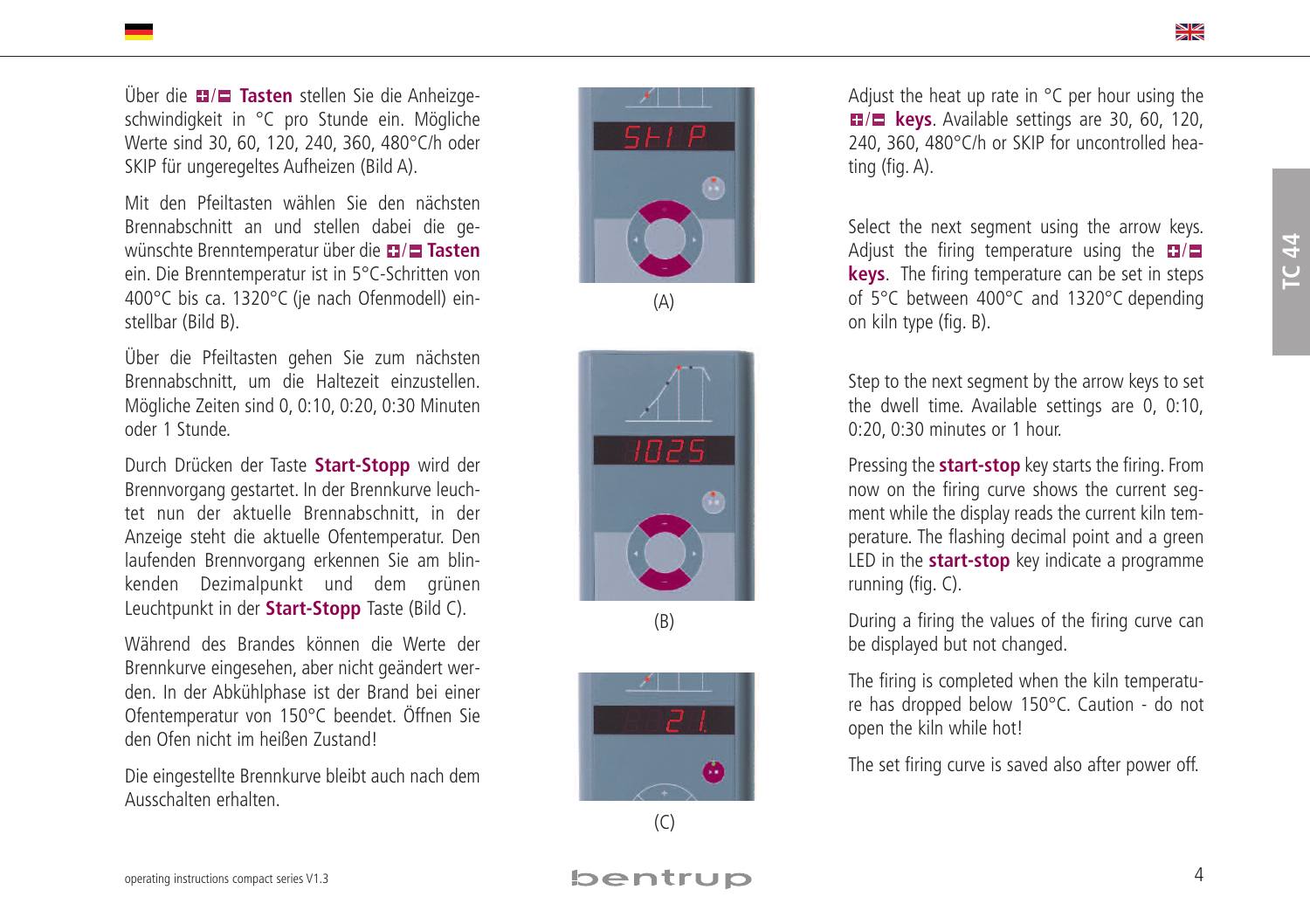Über die ⊞/⊟ **Tasten** stellen Sie die Anheizgeschwindigkeit in °C pro Stunde ein. Mögliche Werte sind 30, 60, 120, 240, 360, 480°C/h oder SKIP für ungeregeltes Aufheizen (Bild A).

Mit den Pfeiltasten wählen Sie den nächsten Brennabschnitt an und stellen dabei die gewünschte Brenntemperatur über die ⊞/⊟ **Tasten** ein. Die Brenntemperatur ist in 5°C-Schritten von 400°C bis ca. 1320°C (je nach Ofenmodell) einstellbar (Bild B).

Über die Pfeiltasten gehen Sie zum nächsten Brennabschnitt, um die Haltezeit einzustellen. Mögliche Zeiten sind 0, 0:10, 0:20, 0:30 Minuten oder 1 Stunde.

Durch Drücken der Taste **Start-Stopp** wird der Brennvorgang gestartet. In der Brennkurve leuchtet nun der aktuelle Brennabschnitt, in der Anzeige steht die aktuelle Ofentemperatur. Den laufenden Brennvorgang erkennen Sie am blinkenden Dezimalpunkt und dem grünen Leuchtpunkt in der **Start-Stopp** Taste (Bild C).

Während des Brandes können die Werte der Brennkurve eingesehen, aber nicht geändert werden. In der Abkühlphase ist der Brand bei einer Ofentemperatur von 150°C beendet. Öffnen Sie den Ofen nicht im heißen Zustand!

Die eingestellte Brennkurve bleibt auch nach dem Ausschalten erhalten.

(A)

(B)

(C)

Adjust the heat up rate in °C per hour using the ⊞/⊟ **keys**. Available settings are 30, 60, 120, 240, 360, 480°C/h or SKIP for uncontrolled heating (fig. A).

Select the next segment using the arrow keys. Adjust the firing temperature using the ⊞/⊟ **keys**. The firing temperature can be set in steps of 5°C between 400°C and 1320°C depending on kiln type (fig. B).

Step to the next segment by the arrow keys to set the dwell time. Available settings are 0, 0:10, 0:20, 0:30 minutes or 1 hour.

Pressing the **start-stop** key starts the firing. From now on the firing curve shows the current segment while the display reads the current kiln temperature. The flashing decimal point and a green LED in the **start-stop** key indicate a programme running (fig. C).

During a firing the values of the firing curve can be displayed but not changed.

The firing is completed when the kiln temperature has dropped below 150°C. Caution - do not open the kiln while hot!

The set firing curve is saved also after power off.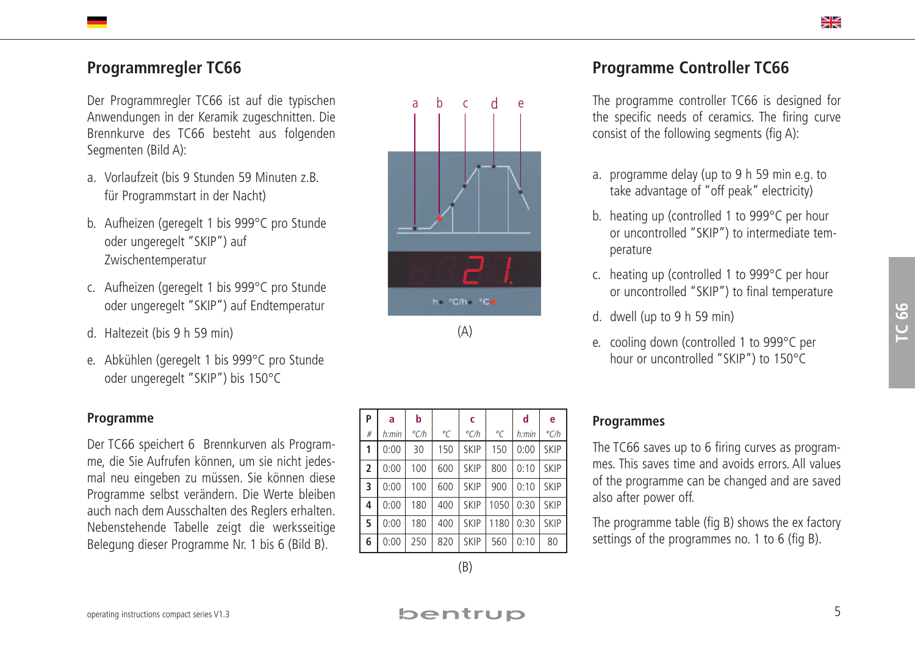## Programmregler TC66

Der Programmregler TC66 ist auf die typischen Anwendungen in der Keramik zugeschnitten. Die Brennkurve des TC66 besteht aus folgenden Segmenten (Bild A):

a. Vorlaufzeit (bis 9 Stunden 59 Minuten z.B. für Programmstart in der Nacht)

b. Aufheizen (geregelt 1 bis 999°C pro Stunde oder ungeregelt "SKIP") auf Zwischentemperatur

c. Aufheizen (geregelt 1 bis 999°C pro Stunde oder ungeregelt "SKIP") auf Endtemperatur

d. Haltezeit (bis 9 h 59 min)

e. Abkühlen (geregelt 1 bis 999°C pro Stunde oder ungeregelt "SKIP") bis 150°C

(A)

### Programme

Der TC66 speichert 6 Brennkurven als Programme, die Sie Aufrufen können, um sie nicht jedesmal neu eingeben zu müssen. Sie können diese Programme selbst verändern. Die Werte bleiben auch nach dem Ausschalten des Reglers erhalten. Nebenstehende Tabelle zeigt die werksseitige Belegung dieser Programme Nr. 1 bis 6 (Bild B).

| P | a | b | | c | | d | e |
|---|---|---|---|---|---|---|---|
| # | h:min | °C/h | °C | °C/h | °C | h:min | °C/h |
| 1 | 0:00 | 30 | 150 | SKIP | 150 | 0:00 | SKIP |
| 2 | 0:00 | 100 | 600 | SKIP | 800 | 0:10 | SKIP |
| 3 | 0:00 | 100 | 600 | SKIP | 900 | 0:10 | SKIP |
| 4 | 0:00 | 180 | 400 | SKIP | 1050 | 0:30 | SKIP |
| 5 | 0:00 | 180 | 400 | SKIP | 1180 | 0:30 | SKIP |
| 6 | 0:00 | 250 | 820 | SKIP | 560 | 0:10 | 80 |

(B)

## Programme Controller TC66

The programme controller TC66 is designed for the specific needs of ceramics. The firing curve consist of the following segments (fig A):

a. programme delay (up to 9 h 59 min e.g. to take advantage of "off peak" electricity)

b. heating up (controlled 1 to 999°C per hour or uncontrolled "SKIP") to intermediate temperature

c. heating up (controlled 1 to 999°C per hour or uncontrolled "SKIP") to final temperature

d. dwell (up to 9 h 59 min)

e. cooling down (controlled 1 to 999°C per hour or uncontrolled "SKIP") to 150°C

### Programmes

The TC66 saves up to 6 firing curves as programmes. This saves time and avoids errors. All values of the programme can be changed and are saved also after power off.

The programme table (fig B) shows the ex factory settings of the programmes no. 1 to 6 (fig B).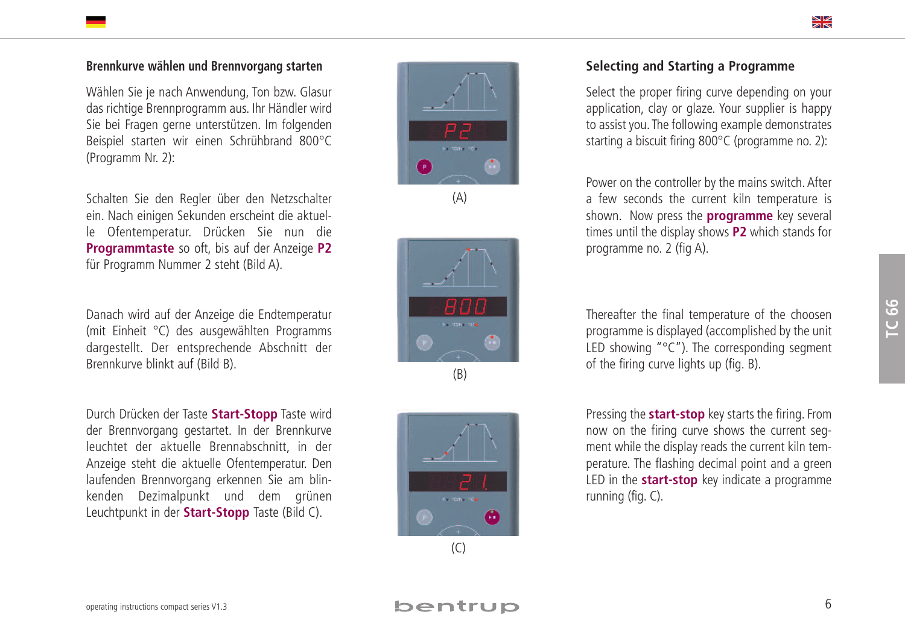## Brennkurve wählen und Brennvorgang starten

Wählen Sie je nach Anwendung, Ton bzw. Glasur das richtige Brennprogramm aus. Ihr Händler wird Sie bei Fragen gerne unterstützen. Im folgenden Beispiel starten wir einen Schrühbrand 800°C (Programm Nr. 2):

Schalten Sie den Regler über den Netzschalter ein. Nach einigen Sekunden erscheint die aktuelle Ofentemperatur. Drücken Sie nun die **Programmtaste** so oft, bis auf der Anzeige **P2** für Programm Nummer 2 steht (Bild A).

Danach wird auf der Anzeige die Endtemperatur (mit Einheit °C) des ausgewählten Programms dargestellt. Der entsprechende Abschnitt der Brennkurve blinkt auf (Bild B).

Durch Drücken der Taste **Start-Stopp** Taste wird der Brennvorgang gestartet. In der Brennkurve leuchtet der aktuelle Brennabschnitt, in der Anzeige steht die aktuelle Ofentemperatur. Den laufenden Brennvorgang erkennen Sie am blinkenden Dezimalpunkt und dem grünen Leuchtpunkt in der **Start-Stopp** Taste (Bild C).

(A)

(B)

(C)

## Selecting and Starting a Programme

Select the proper firing curve depending on your application, clay or glaze. Your supplier is happy to assist you. The following example demonstrates starting a biscuit firing 800°C (programme no. 2):

Power on the controller by the mains switch. After a few seconds the current kiln temperature is shown. Now press the **programme** key several times until the display shows **P2** which stands for programme no. 2 (fig A).

Thereafter the final temperature of the choosen programme is displayed (accomplished by the unit LED showing "°C"). The corresponding segment of the firing curve lights up (fig. B).

Pressing the **start-stop** key starts the firing. From now on the firing curve shows the current segment while the display reads the current kiln temperature. The flashing decimal point and a green LED in the **start-stop** key indicate a programme running (fig. C).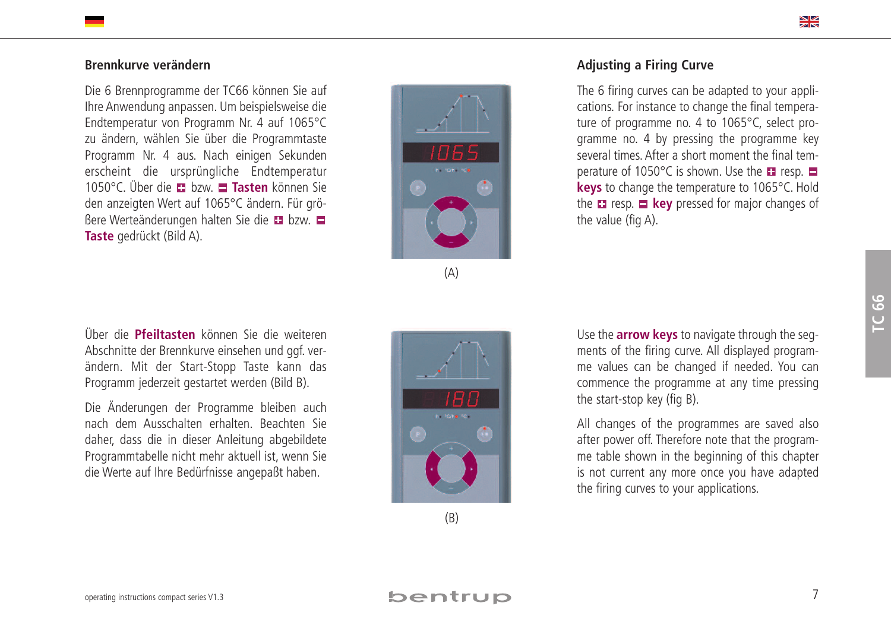## Brennkurve verändern

Die 6 Brennprogramme der TC66 können Sie auf Ihre Anwendung anpassen. Um beispielsweise die Endtemperatur von Programm Nr. 4 auf 1065°C zu ändern, wählen Sie über die Programmtaste Programm Nr. 4 aus. Nach einigen Sekunden erscheint die ursprüngliche Endtemperatur 1050°C. Über die ⊞ bzw. ⊟ **Tasten** können Sie den anzeigten Wert auf 1065°C ändern. Für größere Werteänderungen halten Sie die ⊞ bzw. ⊟ **Taste** gedrückt (Bild A).

(A)

Über die **Pfeiltasten** können Sie die weiteren Abschnitte der Brennkurve einsehen und ggf. verändern. Mit der Start-Stopp Taste kann das Programm jederzeit gestartet werden (Bild B).

Die Änderungen der Programme bleiben auch nach dem Ausschalten erhalten. Beachten Sie daher, dass die in dieser Anleitung abgebildete Programmtabelle nicht mehr aktuell ist, wenn Sie die Werte auf Ihre Bedürfnisse angepaßt haben.

(B)

## Adjusting a Firing Curve

The 6 firing curves can be adapted to your applications. For instance to change the final temperature of programme no. 4 to 1065°C, select programme no. 4 by pressing the programme key several times. After a short moment the final temperature of 1050°C is shown. Use the ⊞ resp. ⊟ **keys** to change the temperature to 1065°C. Hold the ⊞ resp. ⊟ **key** pressed for major changes of the value (fig A).

Use the **arrow keys** to navigate through the segments of the firing curve. All displayed programme values can be changed if needed. You can commence the programme at any time pressing the start-stop key (fig B).

All changes of the programmes are saved also after power off. Therefore note that the programme table shown in the beginning of this chapter is not current any more once you have adapted the firing curves to your applications.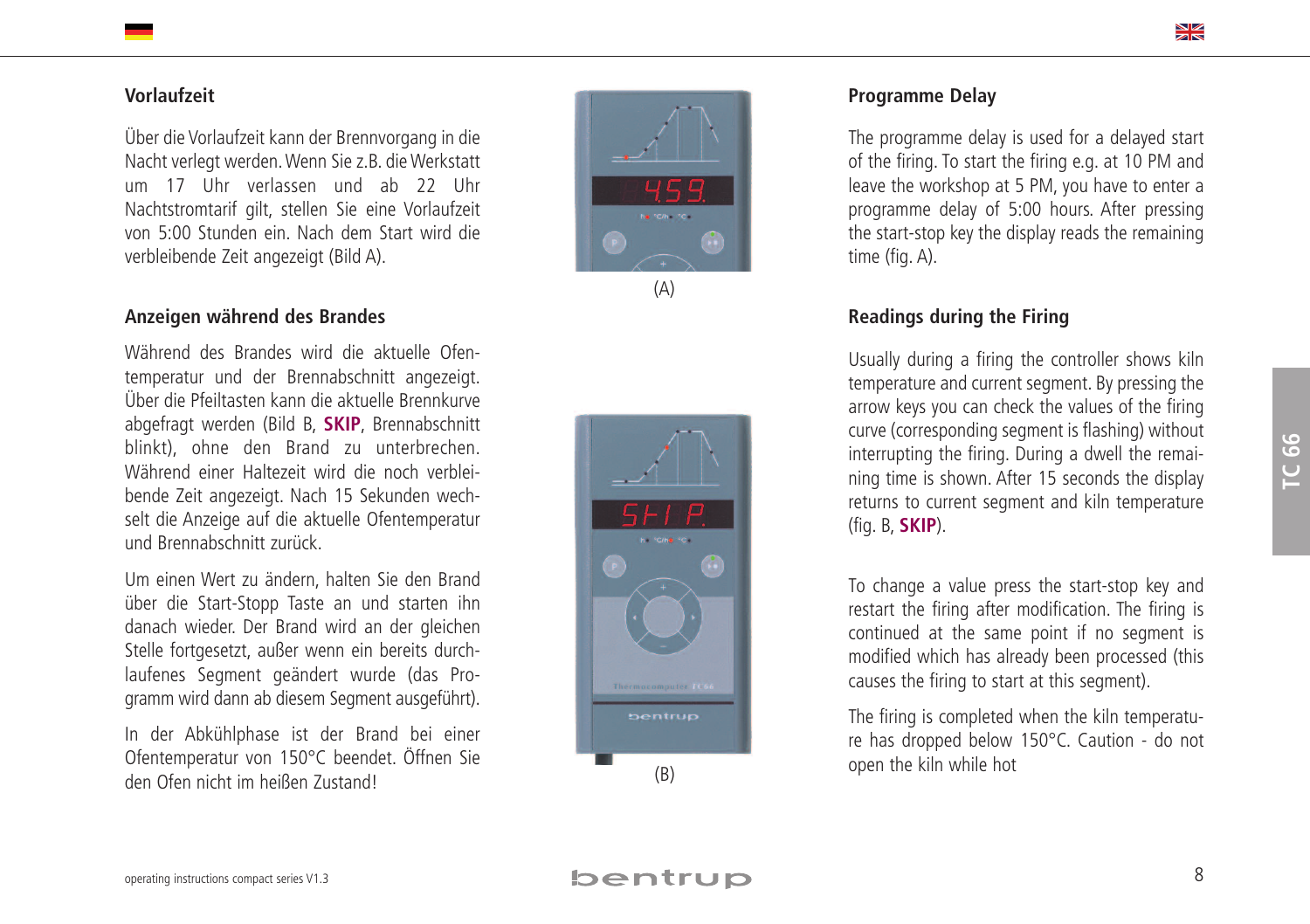## Vorlaufzeit

Über die Vorlaufzeit kann der Brennvorgang in die Nacht verlegt werden. Wenn Sie z.B. die Werkstatt um 17 Uhr verlassen und ab 22 Uhr Nachtstromtarif gilt, stellen Sie eine Vorlaufzeit von 5:00 Stunden ein. Nach dem Start wird die verbleibende Zeit angezeigt (Bild A).

## Anzeigen während des Brandes

Während des Brandes wird die aktuelle Ofentemperatur und der Brennabschnitt angezeigt. Über die Pfeiltasten kann die aktuelle Brennkurve abgefragt werden (Bild B, **SKIP**, Brennabschnitt blinkt), ohne den Brand zu unterbrechen. Während einer Haltezeit wird die noch verbleibende Zeit angezeigt. Nach 15 Sekunden wechselt die Anzeige auf die aktuelle Ofentemperatur und Brennabschnitt zurück.

Um einen Wert zu ändern, halten Sie den Brand über die Start-Stopp Taste an und starten ihn danach wieder. Der Brand wird an der gleichen Stelle fortgesetzt, außer wenn ein bereits durchlaufenes Segment geändert wurde (das Programm wird dann ab diesem Segment ausgeführt).

In der Abkühlphase ist der Brand bei einer Ofentemperatur von 150°C beendet. Öffnen Sie den Ofen nicht im heißen Zustand!

(A)

(B)

## Programme Delay

The programme delay is used for a delayed start of the firing. To start the firing e.g. at 10 PM and leave the workshop at 5 PM, you have to enter a programme delay of 5:00 hours. After pressing the start-stop key the display reads the remaining time (fig. A).

## Readings during the Firing

Usually during a firing the controller shows kiln temperature and current segment. By pressing the arrow keys you can check the values of the firing curve (corresponding segment is flashing) without interrupting the firing. During a dwell the remaining time is shown. After 15 seconds the display returns to current segment and kiln temperature (fig. B, **SKIP**).

To change a value press the start-stop key and restart the firing after modification. The firing is continued at the same point if no segment is modified which has already been processed (this causes the firing to start at this segment).

The firing is completed when the kiln temperature has dropped below 150°C. Caution - do not open the kiln while hot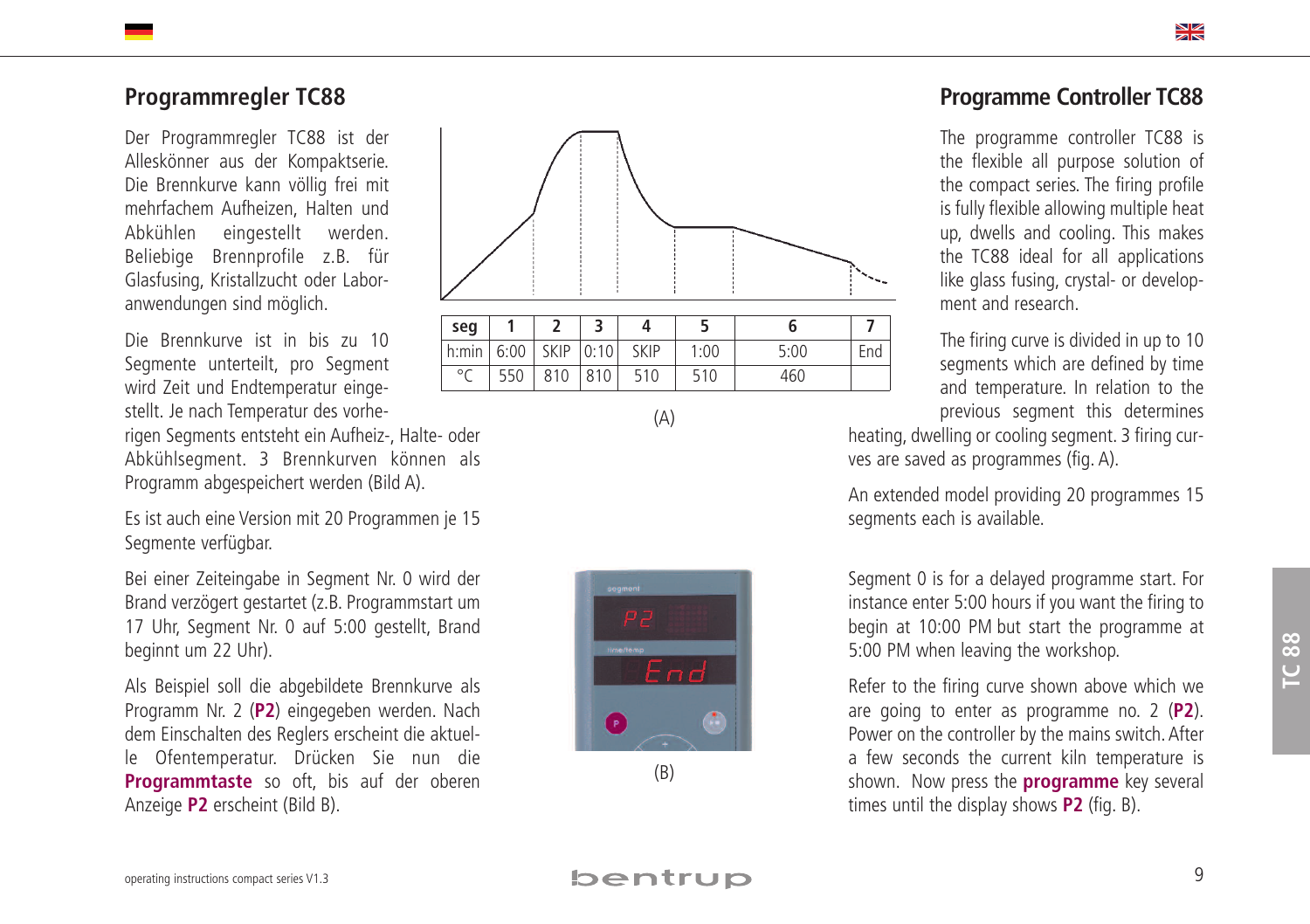## Programmregler TC88

Der Programmregler TC88 ist der Alleskönner aus der Kompaktserie. Die Brennkurve kann völlig frei mit mehrfachem Aufheizen, Halten und Abkühlen eingestellt werden. Beliebige Brennprofile z.B. für Glasfusing, Kristallzucht oder Laboranwendungen sind möglich.

Die Brennkurve ist in bis zu 10 Segmente unterteilt, pro Segment wird Zeit und Endtemperatur eingestellt. Je nach Temperatur des vorherigen Segments entsteht ein Aufheiz-, Halte- oder Abkühlsegment. 3 Brennkurven können als Programm abgespeichert werden (Bild A).

Es ist auch eine Version mit 20 Programmen je 15 Segmente verfügbar.

Bei einer Zeiteingabe in Segment Nr. 0 wird der Brand verzögert gestartet (z.B. Programmstart um 17 Uhr, Segment Nr. 0 auf 5:00 gestellt, Brand beginnt um 22 Uhr).

Als Beispiel soll die abgebildete Brennkurve als Programm Nr. 2 (**P2**) eingegeben werden. Nach dem Einschalten des Reglers erscheint die aktuelle Ofentemperatur. Drücken Sie nun die **Programmtaste** so oft, bis auf der oberen Anzeige **P2** erscheint (Bild B).

| seg | 1 | 2 | 3 | 4 | 5 | 6 | 7 |
|---|---|---|---|---|---|---|---|
| h:min | 6:00 | SKIP | 0:10 | SKIP | 1:00 | 5:00 | End |
| °C | 550 | 810 | 810 | 510 | 510 | 460 | |

(A)

(B)

## Programme Controller TC88

The programme controller TC88 is the flexible all purpose solution of the compact series. The firing profile is fully flexible allowing multiple heat up, dwells and cooling. This makes the TC88 ideal for all applications like glass fusing, crystal- or development and research.

The firing curve is divided in up to 10 segments which are defined by time and temperature. In relation to the previous segment this determines heating, dwelling or cooling segment. 3 firing curves are saved as programmes (fig. A).

An extended model providing 20 programmes 15 segments each is available.

Segment 0 is for a delayed programme start. For instance enter 5:00 hours if you want the firing to begin at 10:00 PM but start the programme at 5:00 PM when leaving the workshop.

Refer to the firing curve shown above which we are going to enter as programme no. 2 (**P2**). Power on the controller by the mains switch. After a few seconds the current kiln temperature is shown. Now press the **programme** key several times until the display shows **P2** (fig. B).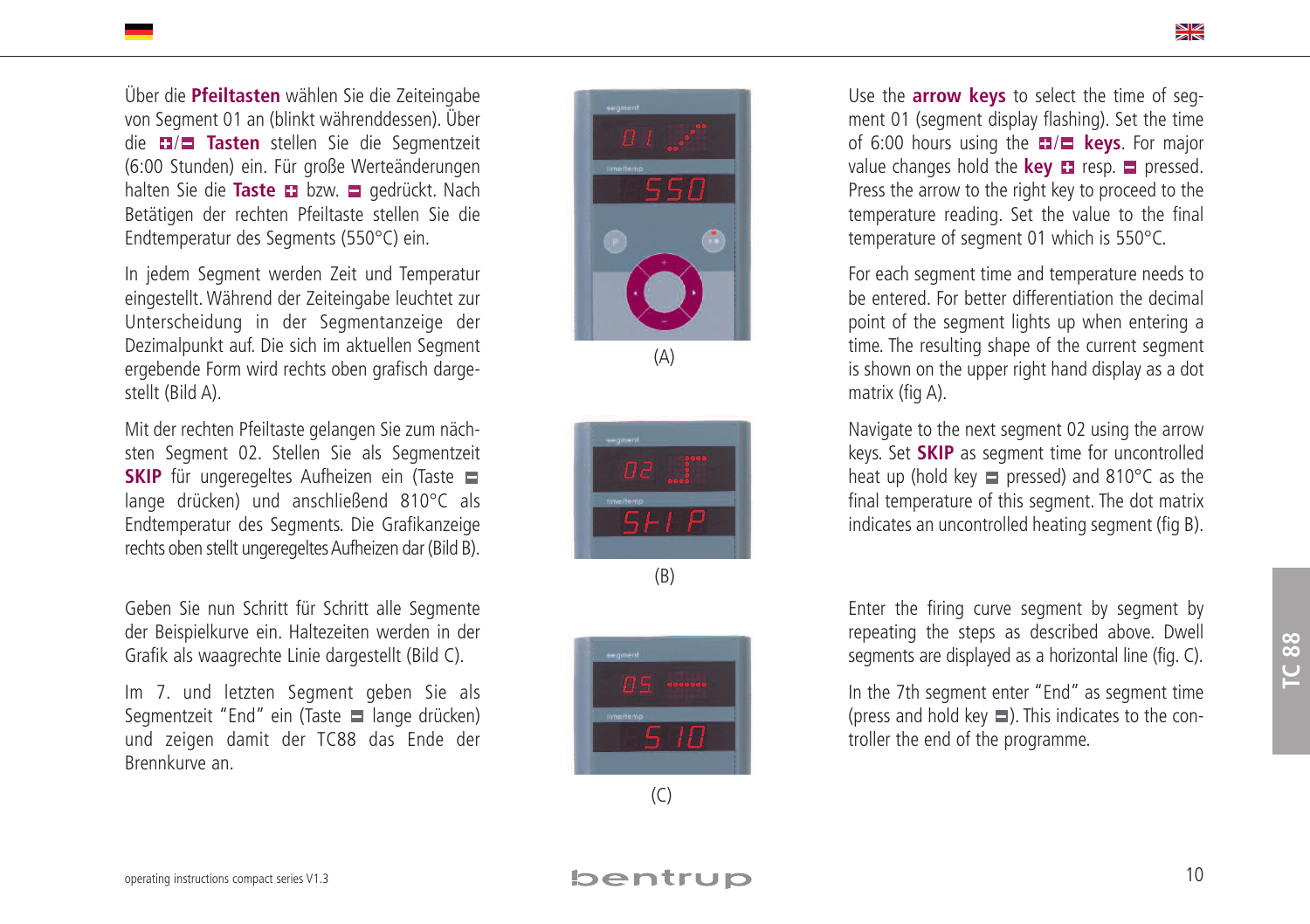Über die **Pfeiltasten** wählen Sie die Zeiteingabe von Segment 01 an (blinkt währenddessen). Über die ⊞/⊟ **Tasten** stellen Sie die Segmentzeit (6:00 Stunden) ein. Für große Werteänderungen halten Sie die **Taste** ⊞ bzw. ⊟ gedrückt. Nach Betätigen der rechten Pfeiltaste stellen Sie die Endtemperatur des Segments (550°C) ein.

In jedem Segment werden Zeit und Temperatur eingestellt. Während der Zeiteingabe leuchtet zur Unterscheidung in der Segmentanzeige der Dezimalpunkt auf. Die sich im aktuellen Segment ergebende Form wird rechts oben grafisch dargestellt (Bild A).

Mit der rechten Pfeiltaste gelangen Sie zum nächsten Segment 02. Stellen Sie als Segmentzeit **SKIP** für ungeregeltes Aufheizen ein (Taste ⊟ lange drücken) und anschließend 810°C als Endtemperatur des Segments. Die Grafikanzeige rechts oben stellt ungeregeltes Aufheizen dar (Bild B).

Geben Sie nun Schritt für Schritt alle Segmente der Beispielkurve ein. Haltezeiten werden in der Grafik als waagrechte Linie dargestellt (Bild C).

Im 7. und letzten Segment geben Sie als Segmentzeit "End" ein (Taste ⊟ lange drücken) und zeigen damit der TC88 das Ende der Brennkurve an.

(A)

(B)

(C)

Use the **arrow keys** to select the time of segment 01 (segment display flashing). Set the time of 6:00 hours using the ⊞/⊟ **keys**. For major value changes hold the **key** ⊞ resp. ⊟ pressed. Press the arrow to the right key to proceed to the temperature reading. Set the value to the final temperature of segment 01 which is 550°C.

For each segment time and temperature needs to be entered. For better differentiation the decimal point of the segment lights up when entering a time. The resulting shape of the current segment is shown on the upper right hand display as a dot matrix (fig A).

Navigate to the next segment 02 using the arrow keys. Set **SKIP** as segment time for uncontrolled heat up (hold key ⊟ pressed) and 810°C as the final temperature of this segment. The dot matrix indicates an uncontrolled heating segment (fig B).

Enter the firing curve segment by segment by repeating the steps as described above. Dwell segments are displayed as a horizontal line (fig. C).

In the 7th segment enter "End" as segment time (press and hold key ⊟). This indicates to the controller the end of the programme.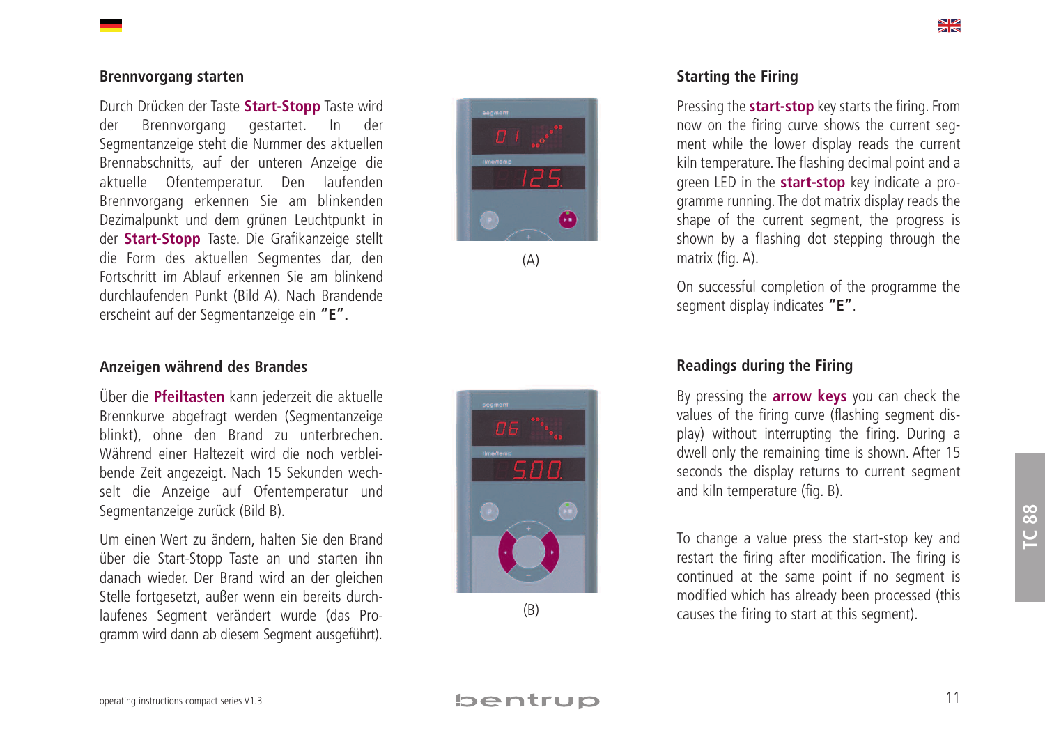## Brennvorgang starten

Durch Drücken der Taste **Start-Stopp** Taste wird der Brennvorgang gestartet. In der Segmentanzeige steht die Nummer des aktuellen Brennabschnitts, auf der unteren Anzeige die aktuelle Ofentemperatur. Den laufenden Brennvorgang erkennen Sie am blinkenden Dezimalpunkt und dem grünen Leuchtpunkt in der **Start-Stopp** Taste. Die Grafikanzeige stellt die Form des aktuellen Segmentes dar, den Fortschritt im Ablauf erkennen Sie am blinkend durchlaufenden Punkt (Bild A). Nach Brandende erscheint auf der Segmentanzeige ein **"E".**

## Anzeigen während des Brandes

Über die **Pfeiltasten** kann jederzeit die aktuelle Brennkurve abgefragt werden (Segmentanzeige blinkt), ohne den Brand zu unterbrechen. Während einer Haltezeit wird die noch verbleibende Zeit angezeigt. Nach 15 Sekunden wechselt die Anzeige auf Ofentemperatur und Segmentanzeige zurück (Bild B).

Um einen Wert zu ändern, halten Sie den Brand über die Start-Stopp Taste an und starten ihn danach wieder. Der Brand wird an der gleichen Stelle fortgesetzt, außer wenn ein bereits durchlaufenes Segment verändert wurde (das Programm wird dann ab diesem Segment ausgeführt).

(A)

(B)

## Starting the Firing

Pressing the **start-stop** key starts the firing. From now on the firing curve shows the current segment while the lower display reads the current kiln temperature. The flashing decimal point and a green LED in the **start-stop** key indicate a programme running. The dot matrix display reads the shape of the current segment, the progress is shown by a flashing dot stepping through the matrix (fig. A).

On successful completion of the programme the segment display indicates **"E"**.

## Readings during the Firing

By pressing the **arrow keys** you can check the values of the firing curve (flashing segment display) without interrupting the firing. During a dwell only the remaining time is shown. After 15 seconds the display returns to current segment and kiln temperature (fig. B).

To change a value press the start-stop key and restart the firing after modification. The firing is continued at the same point if no segment is modified which has already been processed (this causes the firing to start at this segment).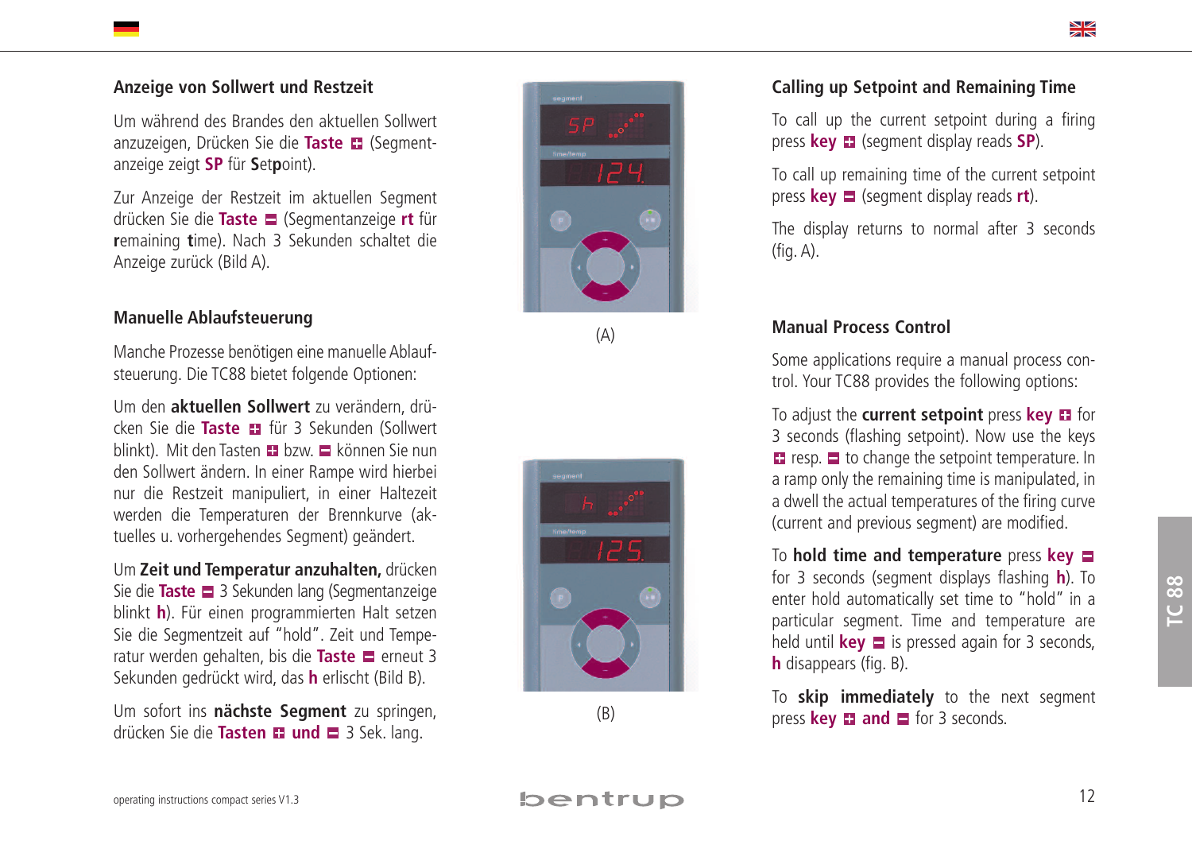## Anzeige von Sollwert und Restzeit

Um während des Brandes den aktuellen Sollwert anzuzeigen, Drücken Sie die **Taste** ⊞ (Segmentanzeige zeigt **SP** für **S**et**p**oint).

Zur Anzeige der Restzeit im aktuellen Segment drücken Sie die **Taste** ⊟ (Segmentanzeige **rt** für **r**emaining **t**ime). Nach 3 Sekunden schaltet die Anzeige zurück (Bild A).

## Manuelle Ablaufsteuerung

Manche Prozesse benötigen eine manuelle Ablaufsteuerung. Die TC88 bietet folgende Optionen:

Um den **aktuellen Sollwert** zu verändern, drücken Sie die **Taste** ⊞ für 3 Sekunden (Sollwert blinkt). Mit den Tasten ⊞ bzw. ⊟ können Sie nun den Sollwert ändern. In einer Rampe wird hierbei nur die Restzeit manipuliert, in einer Haltezeit werden die Temperaturen der Brennkurve (aktuelles u. vorhergehendes Segment) geändert.

Um **Zeit und Temperatur anzuhalten,** drücken Sie die **Taste** ⊟ 3 Sekunden lang (Segmentanzeige blinkt **h**). Für einen programmierten Halt setzen Sie die Segmentzeit auf "hold". Zeit und Temperatur werden gehalten, bis die **Taste** ⊟ erneut 3 Sekunden gedrückt wird, das **h** erlischt (Bild B).

Um sofort ins **nächste Segment** zu springen, drücken Sie die **Tasten** ⊞ **und** ⊟ 3 Sek. lang.

(A)

(B)

## Calling up Setpoint and Remaining Time

To call up the current setpoint during a firing press **key** ⊞ (segment display reads **SP**).

To call up remaining time of the current setpoint press **key** ⊟ (segment display reads **rt**).

The display returns to normal after 3 seconds (fig. A).

## Manual Process Control

Some applications require a manual process control. Your TC88 provides the following options:

To adjust the **current setpoint** press **key** ⊞ for 3 seconds (flashing setpoint). Now use the keys ⊞ resp. ⊟ to change the setpoint temperature. In a ramp only the remaining time is manipulated, in a dwell the actual temperatures of the firing curve (current and previous segment) are modified.

To **hold time and temperature** press **key** ⊟ for 3 seconds (segment displays flashing **h**). To enter hold automatically set time to "hold" in a particular segment. Time and temperature are held until **key** ⊟ is pressed again for 3 seconds, **h** disappears (fig. B).

To **skip immediately** to the next segment press **key** ⊞ **and** ⊟ for 3 seconds.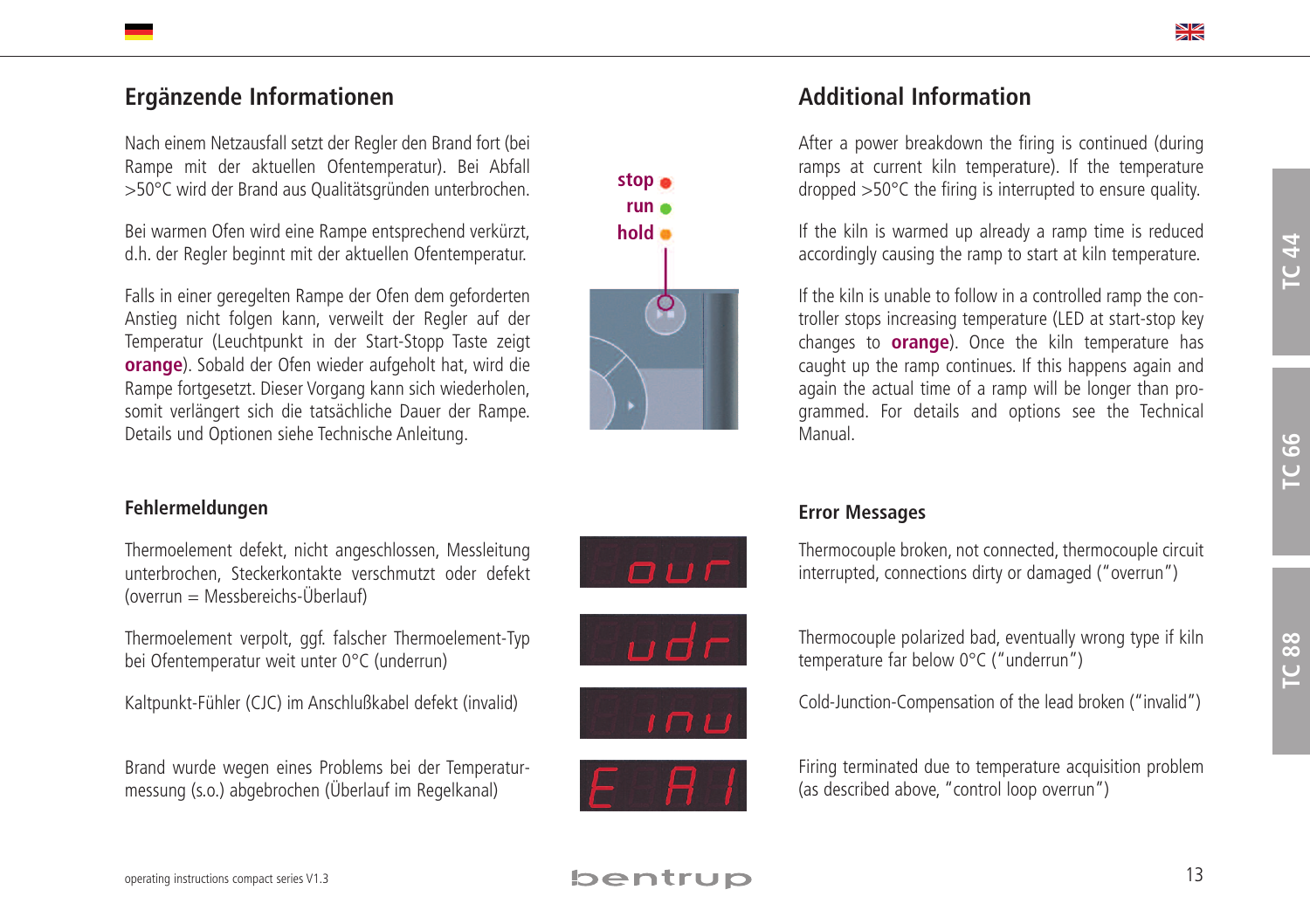## Ergänzende Informationen

Nach einem Netzausfall setzt der Regler den Brand fort (bei Rampe mit der aktuellen Ofentemperatur). Bei Abfall >50°C wird der Brand aus Qualitätsgründen unterbrochen.

Bei warmen Ofen wird eine Rampe entsprechend verkürzt, d.h. der Regler beginnt mit der aktuellen Ofentemperatur.

Falls in einer geregelten Rampe der Ofen dem geforderten Anstieg nicht folgen kann, verweilt der Regler auf der Temperatur (Leuchtpunkt in der Start-Stopp Taste zeigt **orange**). Sobald der Ofen wieder aufgeholt hat, wird die Rampe fortgesetzt. Dieser Vorgang kann sich wiederholen, somit verlängert sich die tatsächliche Dauer der Rampe. Details und Optionen siehe Technische Anleitung.

stop
run
hold

### Fehlermeldungen

Thermoelement defekt, nicht angeschlossen, Messleitung unterbrochen, Steckerkontakte verschmutzt oder defekt (overrun = Messbereichs-Überlauf)

Thermoelement verpolt, ggf. falscher Thermoelement-Typ bei Ofentemperatur weit unter 0°C (underrun)

Kaltpunkt-Fühler (CJC) im Anschlußkabel defekt (invalid)

Brand wurde wegen eines Problems bei der Temperaturmessung (s.o.) abgebrochen (Überlauf im Regelkanal)

## Additional Information

After a power breakdown the firing is continued (during ramps at current kiln temperature). If the temperature dropped >50°C the firing is interrupted to ensure quality.

If the kiln is warmed up already a ramp time is reduced accordingly causing the ramp to start at kiln temperature.

If the kiln is unable to follow in a controlled ramp the controller stops increasing temperature (LED at start-stop key changes to **orange**). Once the kiln temperature has caught up the ramp continues. If this happens again and again the actual time of a ramp will be longer than programmed. For details and options see the Technical Manual.

### Error Messages

ovr — Thermocouple broken, not connected, thermocouple circuit interrupted, connections dirty or damaged ("overrun")

udr — Thermocouple polarized bad, eventually wrong type if kiln temperature far below 0°C ("underrun")

inv — Cold-Junction-Compensation of the lead broken ("invalid")

E A1 — Firing terminated due to temperature acquisition problem (as described above, "control loop overrun")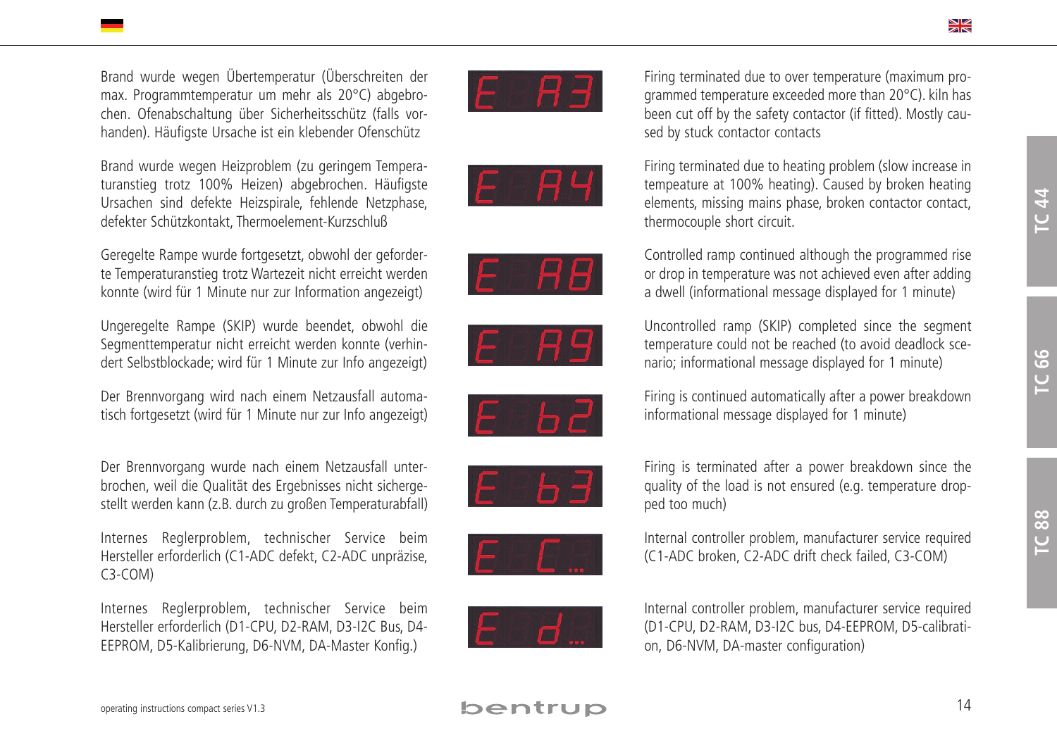| Deutsch | Anzeige | English |
|---|---|---|
| Brand wurde wegen Übertemperatur (Überschreiten der max. Programmtemperatur um mehr als 20°C) abgebrochen. Ofenabschaltung über Sicherheitsschütz (falls vorhanden). Häufigste Ursache ist ein klebender Ofenschütz | E A3 | Firing terminated due to over temperature (maximum programmed temperature exceeded more than 20°C). kiln has been cut off by the safety contactor (if fitted). Mostly caused by stuck contactor contacts |
| Brand wurde wegen Heizproblem (zu geringem Temperaturanstieg trotz 100% Heizen) abgebrochen. Häufigste Ursachen sind defekte Heizspirale, fehlende Netzphase, defekter Schützkontakt, Thermoelement-Kurzschluß | E A4 | Firing terminated due to heating problem (slow increase in tempeature at 100% heating). Caused by broken heating elements, missing mains phase, broken contactor contact, thermocouple short circuit. |
| Geregelte Rampe wurde fortgesetzt, obwohl der geforderte Temperaturanstieg trotz Wartezeit nicht erreicht werden konnte (wird für 1 Minute nur zur Information angezeigt) | E A8 | Controlled ramp continued although the programmed rise or drop in temperature was not achieved even after adding a dwell (informational message displayed for 1 minute) |
| Ungeregelte Rampe (SKIP) wurde beendet, obwohl die Segmenttemperatur nicht erreicht werden konnte (verhindert Selbstblockade; wird für 1 Minute zur Info angezeigt) | E A9 | Uncontrolled ramp (SKIP) completed since the segment temperature could not be reached (to avoid deadlock scenario; informational message displayed for 1 minute) |
| Der Brennvorgang wird nach einem Netzausfall automatisch fortgesetzt (wird für 1 Minute nur zur Info angezeigt) | E b2 | Firing is continued automatically after a power breakdown informational message displayed for 1 minute) |
| Der Brennvorgang wurde nach einem Netzausfall unterbrochen, weil die Qualität des Ergebnisses nicht sichergestellt werden kann (z.B. durch zu großen Temperaturabfall) | E b3 | Firing is terminated after a power breakdown since the quality of the load is not ensured (e.g. temperature dropped too much) |
| Internes Reglerproblem, technischer Service beim Hersteller erforderlich (C1-ADC defekt, C2-ADC unpräzise, C3-COM) | E C... | Internal controller problem, manufacturer service required (C1-ADC broken, C2-ADC drift check failed, C3-COM) |
| Internes Reglerproblem, technischer Service beim Hersteller erforderlich (D1-CPU, D2-RAM, D3-I2C Bus, D4-EEPROM, D5-Kalibrierung, D6-NVM, DA-Master Konfig.) | E d... | Internal controller problem, manufacturer service required (D1-CPU, D2-RAM, D3-I2C bus, D4-EEPROM, D5-calibration, D6-NVM, DA-master configuration) |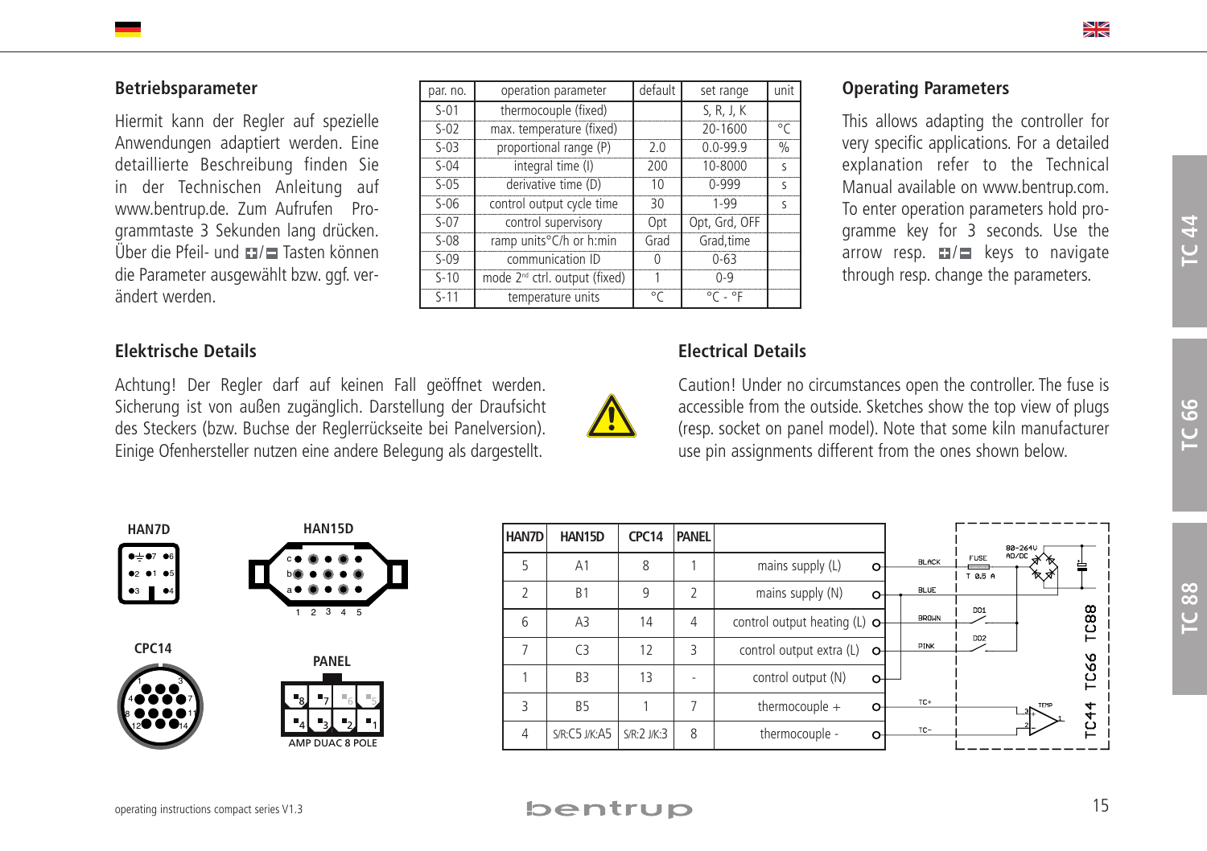## Betriebsparameter

Hiermit kann der Regler auf spezielle Anwendungen adaptiert werden. Eine detaillierte Beschreibung finden Sie in der Technischen Anleitung auf www.bentrup.de. Zum Aufrufen Programmtaste 3 Sekunden lang drücken. Über die Pfeil- und ⊞/⊟ Tasten können die Parameter ausgewählt bzw. ggf. verändert werden.

| par. no. | operation parameter | default | set range | unit |
|---|---|---|---|---|
| S-01 | thermocouple (fixed) | | S, R, J, K | |
| S-02 | max. temperature (fixed) | | 20-1600 | °C |
| S-03 | proportional range (P) | 2.0 | 0.0-99.9 | % |
| S-04 | integral time (I) | 200 | 10-8000 | s |
| S-05 | derivative time (D) | 10 | 0-999 | s |
| S-06 | control output cycle time | 30 | 1-99 | s |
| S-07 | control supervisory | Opt | Opt, Grd, OFF | |
| S-08 | ramp units°C/h or h:min | Grad | Grad,time | |
| S-09 | communication ID | 0 | 0-63 | |
| S-10 | mode 2nd ctrl. output (fixed) | 1 | 0-9 | |
| S-11 | temperature units | °C | °C - °F | |

## Operating Parameters

This allows adapting the controller for very specific applications. For a detailed explanation refer to the Technical Manual available on www.bentrup.com. To enter operation parameters hold programme key for 3 seconds. Use the arrow resp. ⊞/⊟ keys to navigate through resp. change the parameters.

## Elektrische Details

Achtung! Der Regler darf auf keinen Fall geöffnet werden. Sicherung ist von außen zugänglich. Darstellung der Draufsicht des Steckers (bzw. Buchse der Reglerrückseite bei Panelversion). Einige Ofenhersteller nutzen eine andere Belegung als dargestellt.

## Electrical Details

Caution! Under no circumstances open the controller. The fuse is accessible from the outside. Sketches show the top view of plugs (resp. socket on panel model). Note that some kiln manufacturer use pin assignments different from the ones shown below.

HAN7D | HAN15D | CPC14 | PANEL (AMP DUAC 8 POLE)

| HAN7D | HAN15D | CPC14 | PANEL | |
|---|---|---|---|---|
| 5 | A1 | 8 | 1 | mains supply (L) |
| 2 | B1 | 9 | 2 | mains supply (N) |
| 6 | A3 | 14 | 4 | control output heating (L) |
| 7 | C3 | 12 | 3 | control output extra (L) |
| 1 | B3 | 13 | - | control output (N) |
| 3 | B5 | 1 | 7 | thermocouple + |
| 4 | S/R:C5 J/K:A5 | S/R:2 J/K:3 | 8 | thermocouple - |

BLACK, BLUE, BROWN, PINK, TC+, TC−, FUSE T 0,5 A, 80-264V AC/DC, DO1, DO2, TEMP, TC44 TC66 TC88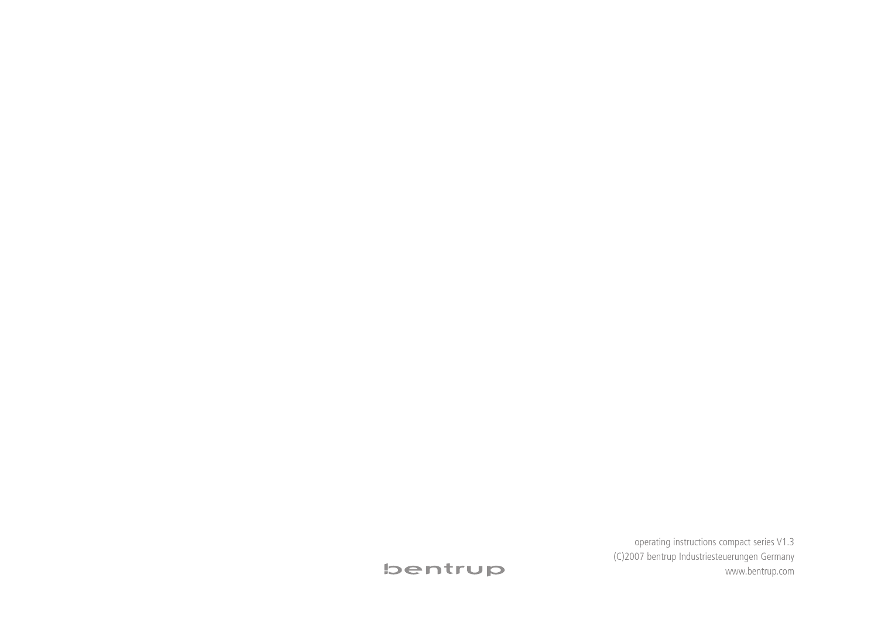bentrup

operating instructions compact series V1.3
(C)2007 bentrup Industriesteuerungen Germany
www.bentrup.com